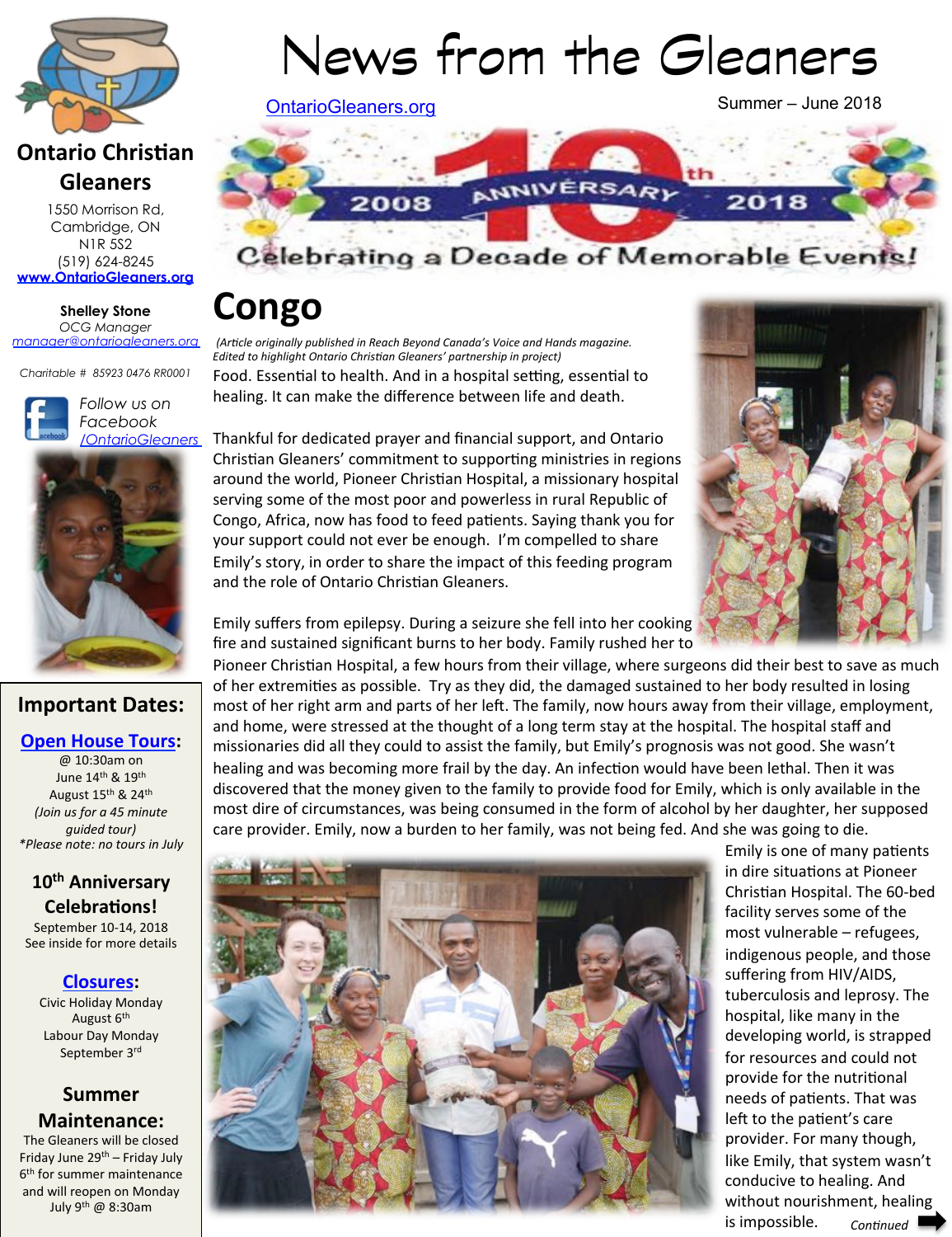# News from the Gleaners

OntarioGleaners.org

Summer – June 2018

2008 10th ANNIVERSARY 2018

Celebrating a Decade of Memorable Events!

## Ontario Christian Gleaners

1550 Morrison Rd,
Cambridge, ON
N1R 5S2
(519) 624-8245
www.OntarioGleaners.org

**Shelley Stone**
*OCG Manager*
manager@ontariogleaners.org

*Charitable # 85923 0476 RR0001*

*Follow us on Facebook /OntarioGleaners*

## Important Dates:

**Open House Tours:**
@ 10:30am on
June 14th & 19th
August 15th & 24th
*(Join us for a 45 minute guided tour)*
*\*Please note: no tours in July*

**10th Anniversary Celebrations!**
September 10-14, 2018
See inside for more details

**Closures:**
Civic Holiday Monday
August 6th
Labour Day Monday
September 3rd

**Summer Maintenance:**
The Gleaners will be closed Friday June 29th – Friday July 6th for summer maintenance and will reopen on Monday July 9th @ 8:30am

# Congo

*(Article originally published in Reach Beyond Canada's Voice and Hands magazine. Edited to highlight Ontario Christian Gleaners' partnership in project)*

Food. Essential to health. And in a hospital setting, essential to healing. It can make the difference between life and death.

Thankful for dedicated prayer and financial support, and Ontario Christian Gleaners' commitment to supporting ministries in regions around the world, Pioneer Christian Hospital, a missionary hospital serving some of the most poor and powerless in rural Republic of Congo, Africa, now has food to feed patients. Saying thank you for your support could not ever be enough. I'm compelled to share Emily's story, in order to share the impact of this feeding program and the role of Ontario Christian Gleaners.

Emily suffers from epilepsy. During a seizure she fell into her cooking fire and sustained significant burns to her body. Family rushed her to Pioneer Christian Hospital, a few hours from their village, where surgeons did their best to save as much of her extremities as possible. Try as they did, the damaged sustained to her body resulted in losing most of her right arm and parts of her left. The family, now hours away from their village, employment, and home, were stressed at the thought of a long term stay at the hospital. The hospital staff and missionaries did all they could to assist the family, but Emily's prognosis was not good. She wasn't healing and was becoming more frail by the day. An infection would have been lethal. Then it was discovered that the money given to the family to provide food for Emily, which is only available in the most dire of circumstances, was being consumed in the form of alcohol by her daughter, her supposed care provider. Emily, now a burden to her family, was not being fed. And she was going to die.

Emily is one of many patients in dire situations at Pioneer Christian Hospital. The 60-bed facility serves some of the most vulnerable – refugees, indigenous people, and those suffering from HIV/AIDS, tuberculosis and leprosy. The hospital, like many in the developing world, is strapped for resources and could not provide for the nutritional needs of patients. That was left to the patient's care provider. For many though, like Emily, that system wasn't conducive to healing. And without nourishment, healing is impossible.

*Continued*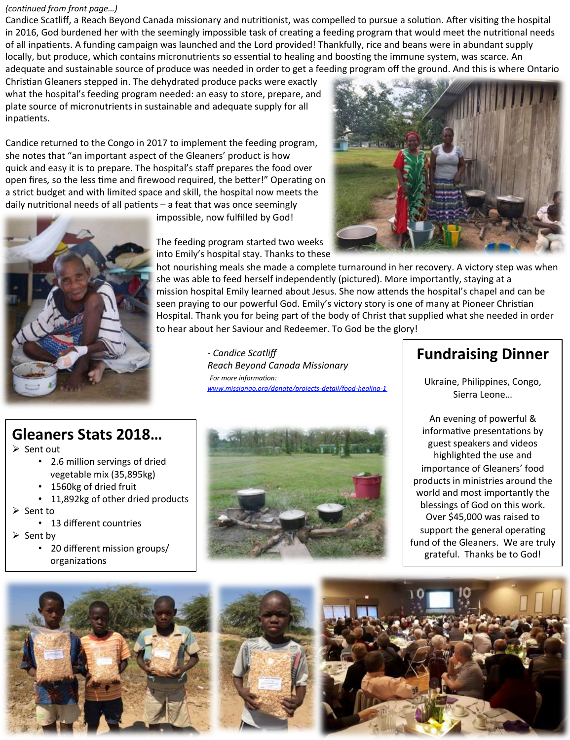*(continued from front page…)*

Candice Scatliff, a Reach Beyond Canada missionary and nutritionist, was compelled to pursue a solution. After visiting the hospital in 2016, God burdened her with the seemingly impossible task of creating a feeding program that would meet the nutritional needs of all inpatients. A funding campaign was launched and the Lord provided! Thankfully, rice and beans were in abundant supply locally, but produce, which contains micronutrients so essential to healing and boosting the immune system, was scarce. An adequate and sustainable source of produce was needed in order to get a feeding program off the ground. And this is where Ontario Christian Gleaners stepped in. The dehydrated produce packs were exactly what the hospital's feeding program needed: an easy to store, prepare, and plate source of micronutrients in sustainable and adequate supply for all inpatients.

Candice returned to the Congo in 2017 to implement the feeding program, she notes that "an important aspect of the Gleaners' product is how quick and easy it is to prepare. The hospital's staff prepares the food over open fires, so the less time and firewood required, the better!" Operating on a strict budget and with limited space and skill, the hospital now meets the daily nutritional needs of all patients – a feat that was once seemingly impossible, now fulfilled by God!

The feeding program started two weeks into Emily's hospital stay. Thanks to these hot nourishing meals she made a complete turnaround in her recovery. A victory step was when she was able to feed herself independently (pictured). More importantly, staying at a mission hospital Emily learned about Jesus. She now attends the hospital's chapel and can be seen praying to our powerful God. Emily's victory story is one of many at Pioneer Christian Hospital. Thank you for being part of the body of Christ that supplied what she needed in order to hear about her Saviour and Redeemer. To God be the glory!

*- Candice Scatliff*
*Reach Beyond Canada Missionary*

*For more information:*
www.missiongo.org/donate/projects-detail/food-healing-1

## Gleaners Stats 2018…

- Sent out
  - 2.6 million servings of dried vegetable mix (35,895kg)
  - 1560kg of dried fruit
  - 11,892kg of other dried products
- Sent to
  - 13 different countries
- Sent by
  - 20 different mission groups/ organizations

## Fundraising Dinner

Ukraine, Philippines, Congo, Sierra Leone…

An evening of powerful & informative presentations by guest speakers and videos highlighted the use and importance of Gleaners' food products in ministries around the world and most importantly the blessings of God on this work. Over $45,000 was raised to support the general operating fund of the Gleaners. We are truly grateful. Thanks be to God!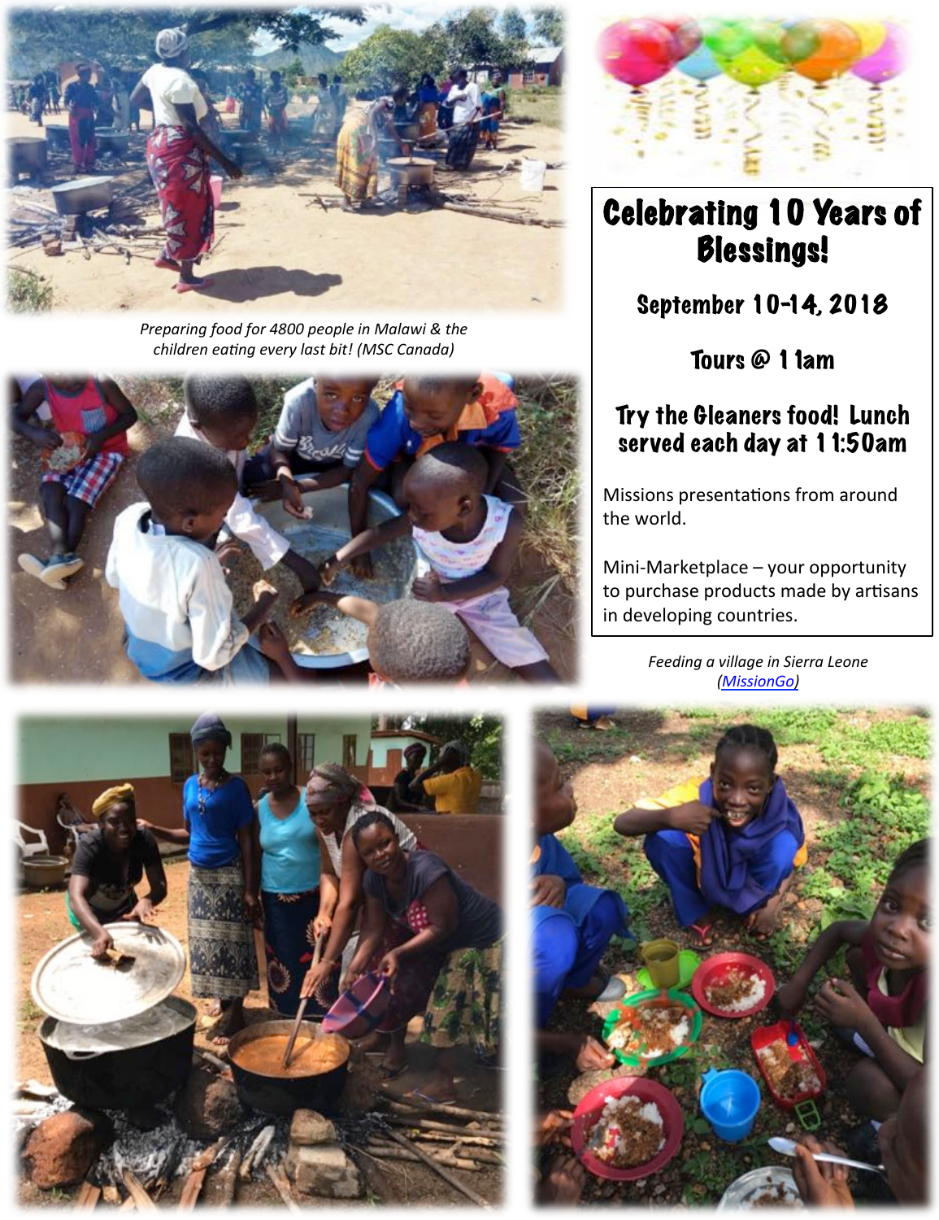*Preparing food for 4800 people in Malawi & the children eating every last bit! (MSC Canada)*

# Celebrating 10 Years of Blessings!

## September 10-14, 2018

## Tours @ 11am

## Try the Gleaners food! Lunch served each day at 11:50am

Missions presentations from around the world.

Mini-Marketplace – your opportunity to purchase products made by artisans in developing countries.

*Feeding a village in Sierra Leone (MissionGo)*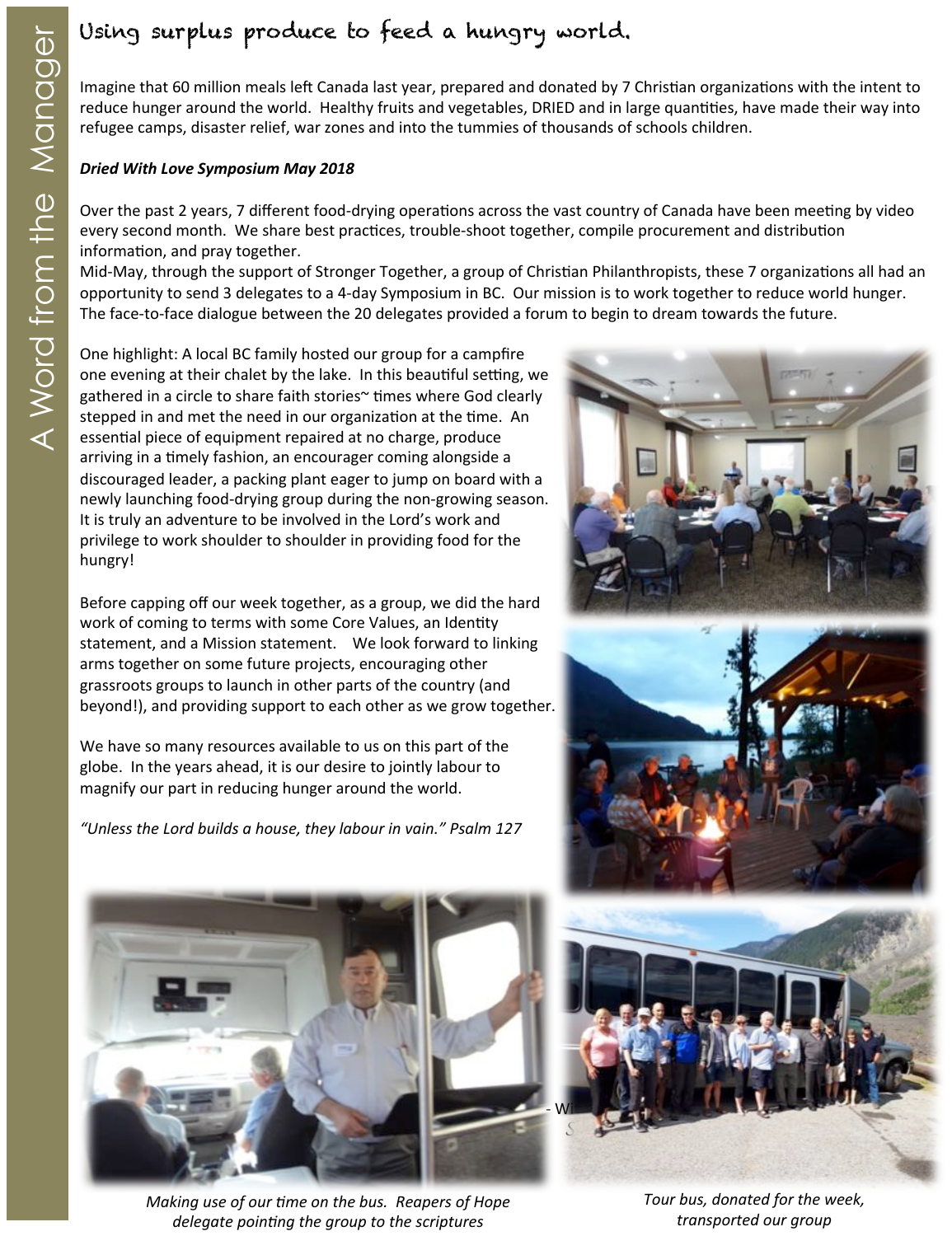# Using surplus produce to feed a hungry world.

Imagine that 60 million meals left Canada last year, prepared and donated by 7 Christian organizations with the intent to reduce hunger around the world. Healthy fruits and vegetables, DRIED and in large quantities, have made their way into refugee camps, disaster relief, war zones and into the tummies of thousands of schools children.

***Dried With Love Symposium May 2018***

Over the past 2 years, 7 different food-drying operations across the vast country of Canada have been meeting by video every second month. We share best practices, trouble-shoot together, compile procurement and distribution information, and pray together.

Mid-May, through the support of Stronger Together, a group of Christian Philanthropists, these 7 organizations all had an opportunity to send 3 delegates to a 4-day Symposium in BC. Our mission is to work together to reduce world hunger. The face-to-face dialogue between the 20 delegates provided a forum to begin to dream towards the future.

One highlight: A local BC family hosted our group for a campfire one evening at their chalet by the lake. In this beautiful setting, we gathered in a circle to share faith stories~ times where God clearly stepped in and met the need in our organization at the time. An essential piece of equipment repaired at no charge, produce arriving in a timely fashion, an encourager coming alongside a discouraged leader, a packing plant eager to jump on board with a newly launching food-drying group during the non-growing season. It is truly an adventure to be involved in the Lord's work and privilege to work shoulder to shoulder in providing food for the hungry!

Before capping off our week together, as a group, we did the hard work of coming to terms with some Core Values, an Identity statement, and a Mission statement. We look forward to linking arms together on some future projects, encouraging other grassroots groups to launch in other parts of the country (and beyond!), and providing support to each other as we grow together.

We have so many resources available to us on this part of the globe. In the years ahead, it is our desire to jointly labour to magnify our part in reducing hunger around the world.

*"Unless the Lord builds a house, they labour in vain." Psalm 127*

*Making use of our time on the bus. Reapers of Hope delegate pointing the group to the scriptures*

*Tour bus, donated for the week, transported our group*